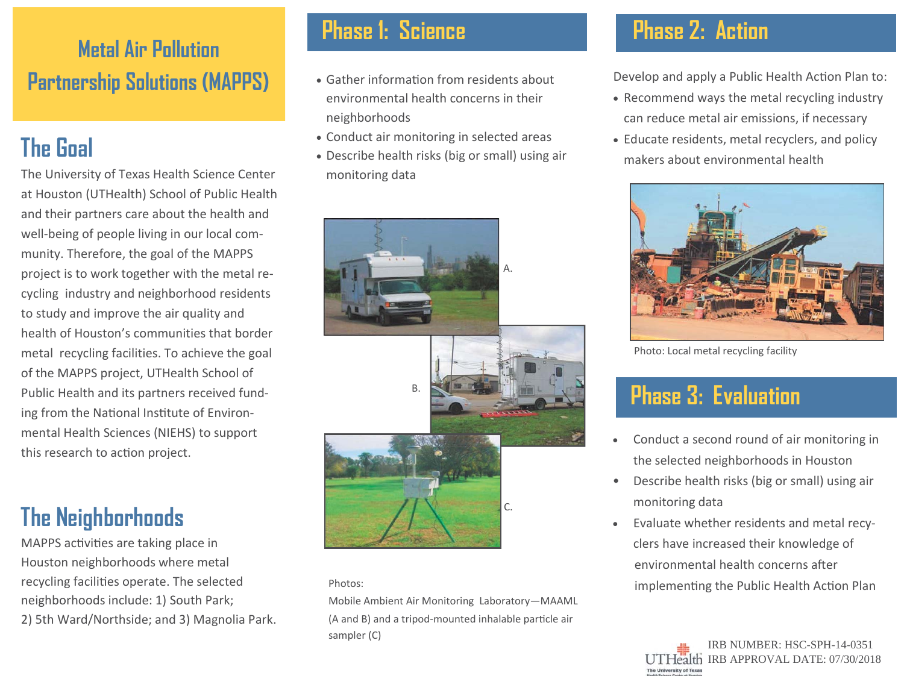# Metal Air Pollution Partnership Solutions (MAPPS)

## The Goal

The University of Texas Health Science Center at Houston (UTHealth) School of Public Health and their partners care about the health and well-being of people living in our local community. Therefore, the goal of the MAPPS project is to work together with the metal recycling industry and neighborhood residents to study and improve the air quality and health of Houston's communities that border metal recycling facilities. To achieve the goal of the MAPPS project, UTHealth School of Public Health and its partners received funding from the National Institute of Environmental Health Sciences (NIEHS) to support this research to action project.

## The Neighborhoods

MAPPS activities are taking place in Houston neighborhoods where metal recycling facilities operate. The selected neighborhoods include: 1) South Park; 2) 5th Ward/Northside; and 3) Magnolia Park.

## Phase 1: Science

- Gather information from residents about environmental health concerns in their neighborhoods
- Conduct air monitoring in selected areas
- Describe health risks (big or small) using air monitoring data

A.

B.

C.

Photos:
Mobile Ambient Air Monitoring Laboratory—MAAML (A and B) and a tripod-mounted inhalable particle air sampler (C)

## Phase 2: Action

Develop and apply a Public Health Action Plan to:

- Recommend ways the metal recycling industry can reduce metal air emissions, if necessary
- Educate residents, metal recyclers, and policy makers about environmental health

Photo: Local metal recycling facility

## Phase 3: Evaluation

- Conduct a second round of air monitoring in the selected neighborhoods in Houston
- Describe health risks (big or small) using air monitoring data
- Evaluate whether residents and metal recyclers have increased their knowledge of environmental health concerns after implementing the Public Health Action Plan

UTHealth The University of Texas Health Science Center at Houston

IRB NUMBER: HSC-SPH-14-0351
IRB APPROVAL DATE: 07/30/2018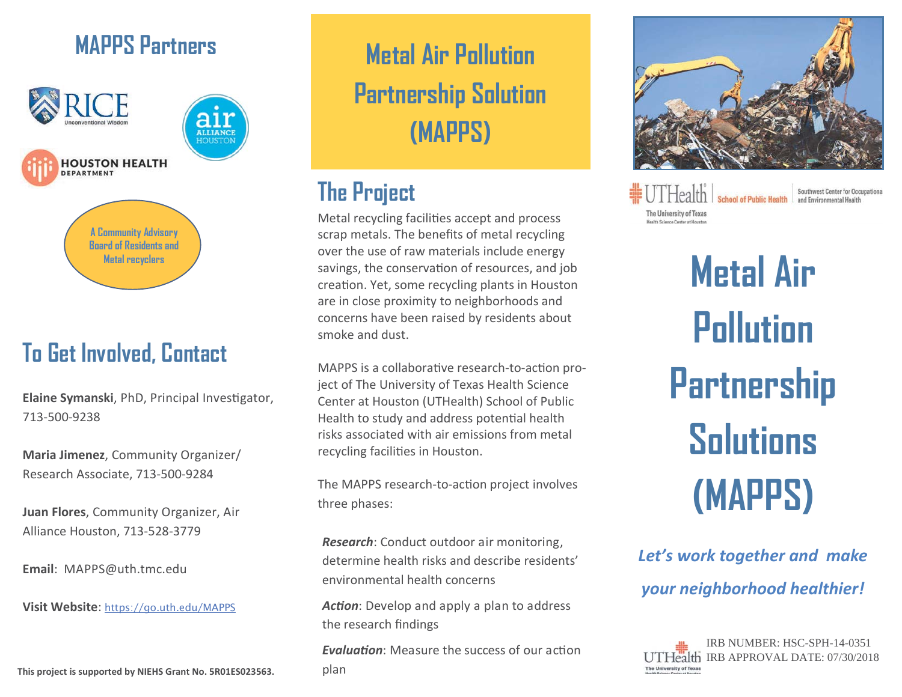## MAPPS Partners

RICE Unconventional Wisdom

air ALLIANCE HOUSTON

HOUSTON HEALTH DEPARTMENT

A Community Advisory Board of Residents and Metal recyclers

## To Get Involved, Contact

**Elaine Symanski**, PhD, Principal Investigator, 713-500-9238

**Maria Jimenez**, Community Organizer/ Research Associate, 713-500-9284

**Juan Flores**, Community Organizer, Air Alliance Houston, 713-528-3779

**Email**: MAPPS@uth.tmc.edu

**Visit Website**: https://go.uth.edu/MAPPS

**This project is supported by NIEHS Grant No. 5R01ES023563.**

# Metal Air Pollution Partnership Solution (MAPPS)

## The Project

Metal recycling facilities accept and process scrap metals. The benefits of metal recycling over the use of raw materials include energy savings, the conservation of resources, and job creation. Yet, some recycling plants in Houston are in close proximity to neighborhoods and concerns have been raised by residents about smoke and dust.

MAPPS is a collaborative research-to-action project of The University of Texas Health Science Center at Houston (UTHealth) School of Public Health to study and address potential health risks associated with air emissions from metal recycling facilities in Houston.

The MAPPS research-to-action project involves three phases:

***Research***: Conduct outdoor air monitoring, determine health risks and describe residents' environmental health concerns

***Action***: Develop and apply a plan to address the research findings

***Evaluation***: Measure the success of our action plan

UTHealth School of Public Health | Southwest Center for Occupational and Environmental Health
The University of Texas Health Science Center at Houston

# Metal Air Pollution Partnership Solutions (MAPPS)

***Let's work together and make your neighborhood healthier!***

IRB NUMBER: HSC-SPH-14-0351
IRB APPROVAL DATE: 07/30/2018